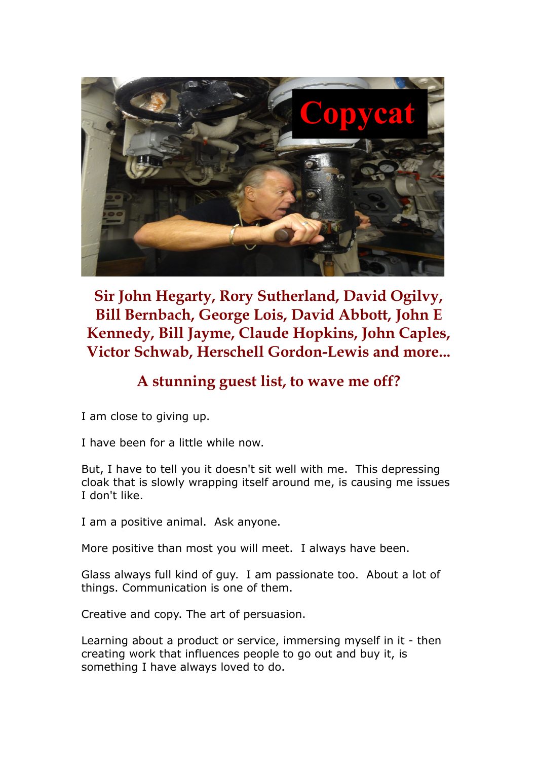Copycat

## Sir John Hegarty, Rory Sutherland, David Ogilvy, Bill Bernbach, George Lois, David Abbott, John E Kennedy, Bill Jayme, Claude Hopkins, John Caples, Victor Schwab, Herschell Gordon-Lewis and more...

## A stunning guest list, to wave me off?

I am close to giving up.

I have been for a little while now.

But, I have to tell you it doesn't sit well with me. This depressing cloak that is slowly wrapping itself around me, is causing me issues I don't like.

I am a positive animal. Ask anyone.

More positive than most you will meet. I always have been.

Glass always full kind of guy. I am passionate too. About a lot of things. Communication is one of them.

Creative and copy. The art of persuasion.

Learning about a product or service, immersing myself in it - then creating work that influences people to go out and buy it, is something I have always loved to do.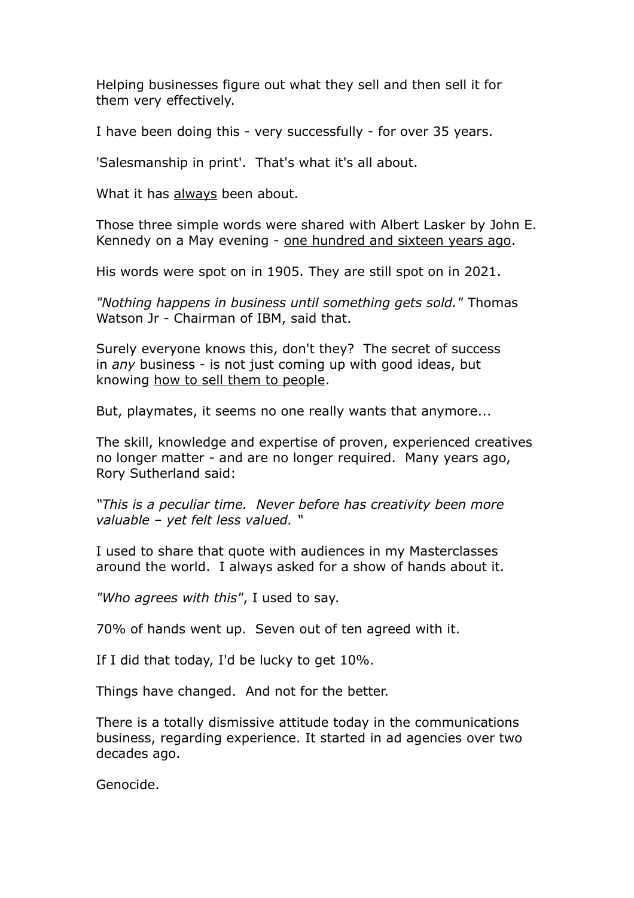Helping businesses figure out what they sell and then sell it for them very effectively.

I have been doing this - very successfully - for over 35 years.

'Salesmanship in print'. That's what it's all about.

What it has <u>always</u> been about.

Those three simple words were shared with Albert Lasker by John E. Kennedy on a May evening - <u>one hundred and sixteen years ago</u>.

His words were spot on in 1905. They are still spot on in 2021.

*"Nothing happens in business until something gets sold."* Thomas Watson Jr - Chairman of IBM, said that.

Surely everyone knows this, don't they? The secret of success in *any* business - is not just coming up with good ideas, but knowing <u>how to sell them to people</u>.

But, playmates, it seems no one really wants that anymore...

The skill, knowledge and expertise of proven, experienced creatives no longer matter - and are no longer required. Many years ago, Rory Sutherland said:

*"This is a peculiar time. Never before has creativity been more valuable – yet felt less valued. "*

I used to share that quote with audiences in my Masterclasses around the world. I always asked for a show of hands about it.

*"Who agrees with this"*, I used to say.

70% of hands went up. Seven out of ten agreed with it.

If I did that today, I'd be lucky to get 10%.

Things have changed. And not for the better.

There is a totally dismissive attitude today in the communications business, regarding experience. It started in ad agencies over two decades ago.

Genocide.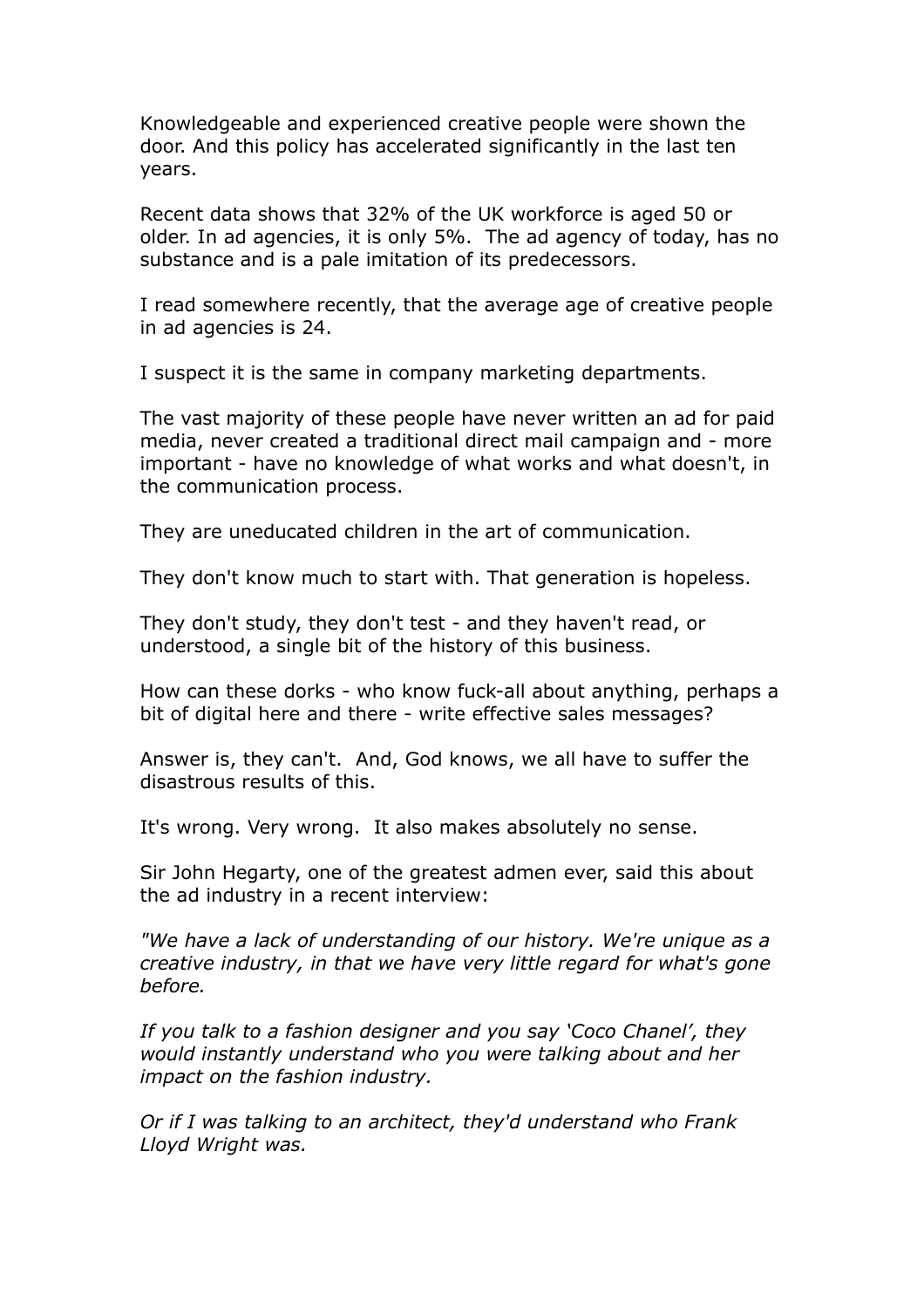Knowledgeable and experienced creative people were shown the door. And this policy has accelerated significantly in the last ten years.

Recent data shows that 32% of the UK workforce is aged 50 or older. In ad agencies, it is only 5%. The ad agency of today, has no substance and is a pale imitation of its predecessors.

I read somewhere recently, that the average age of creative people in ad agencies is 24.

I suspect it is the same in company marketing departments.

The vast majority of these people have never written an ad for paid media, never created a traditional direct mail campaign and - more important - have no knowledge of what works and what doesn't, in the communication process.

They are uneducated children in the art of communication.

They don't know much to start with. That generation is hopeless.

They don't study, they don't test - and they haven't read, or understood, a single bit of the history of this business.

How can these dorks - who know fuck-all about anything, perhaps a bit of digital here and there - write effective sales messages?

Answer is, they can't. And, God knows, we all have to suffer the disastrous results of this.

It's wrong. Very wrong. It also makes absolutely no sense.

Sir John Hegarty, one of the greatest admen ever, said this about the ad industry in a recent interview:

*"We have a lack of understanding of our history. We're unique as a creative industry, in that we have very little regard for what's gone before.*

*If you talk to a fashion designer and you say 'Coco Chanel', they would instantly understand who you were talking about and her impact on the fashion industry.*

*Or if I was talking to an architect, they'd understand who Frank Lloyd Wright was.*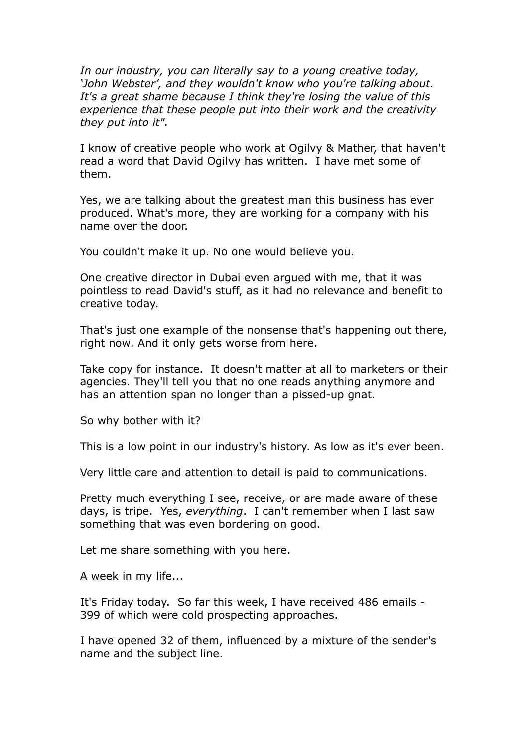*In our industry, you can literally say to a young creative today, 'John Webster', and they wouldn't know who you're talking about. It's a great shame because I think they're losing the value of this experience that these people put into their work and the creativity they put into it".*

I know of creative people who work at Ogilvy & Mather, that haven't read a word that David Ogilvy has written. I have met some of them.

Yes, we are talking about the greatest man this business has ever produced. What's more, they are working for a company with his name over the door.

You couldn't make it up. No one would believe you.

One creative director in Dubai even argued with me, that it was pointless to read David's stuff, as it had no relevance and benefit to creative today.

That's just one example of the nonsense that's happening out there, right now. And it only gets worse from here.

Take copy for instance. It doesn't matter at all to marketers or their agencies. They'll tell you that no one reads anything anymore and has an attention span no longer than a pissed-up gnat.

So why bother with it?

This is a low point in our industry's history. As low as it's ever been.

Very little care and attention to detail is paid to communications.

Pretty much everything I see, receive, or are made aware of these days, is tripe. Yes, *everything*. I can't remember when I last saw something that was even bordering on good.

Let me share something with you here.

A week in my life...

It's Friday today. So far this week, I have received 486 emails - 399 of which were cold prospecting approaches.

I have opened 32 of them, influenced by a mixture of the sender's name and the subject line.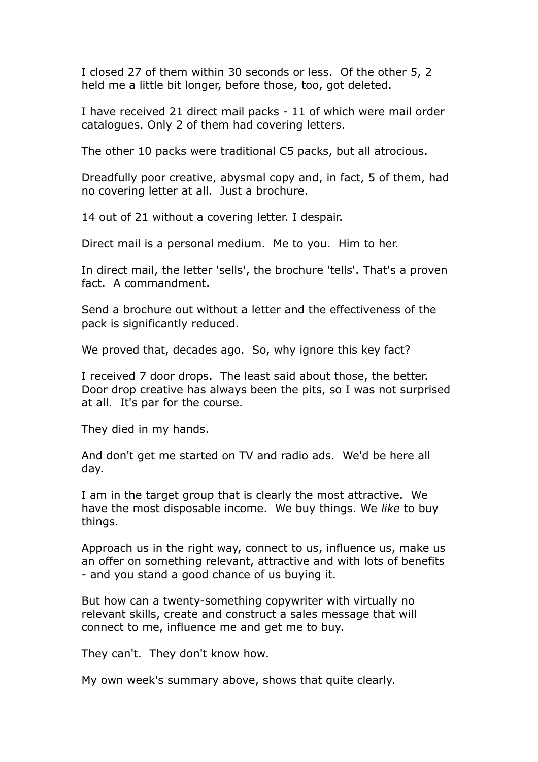I closed 27 of them within 30 seconds or less. Of the other 5, 2 held me a little bit longer, before those, too, got deleted.

I have received 21 direct mail packs - 11 of which were mail order catalogues. Only 2 of them had covering letters.

The other 10 packs were traditional C5 packs, but all atrocious.

Dreadfully poor creative, abysmal copy and, in fact, 5 of them, had no covering letter at all. Just a brochure.

14 out of 21 without a covering letter. I despair.

Direct mail is a personal medium. Me to you. Him to her.

In direct mail, the letter 'sells', the brochure 'tells'. That's a proven fact. A commandment.

Send a brochure out without a letter and the effectiveness of the pack is <u>significantly</u> reduced.

We proved that, decades ago. So, why ignore this key fact?

I received 7 door drops. The least said about those, the better. Door drop creative has always been the pits, so I was not surprised at all. It's par for the course.

They died in my hands.

And don't get me started on TV and radio ads. We'd be here all day.

I am in the target group that is clearly the most attractive. We have the most disposable income. We buy things. We *like* to buy things.

Approach us in the right way, connect to us, influence us, make us an offer on something relevant, attractive and with lots of benefits - and you stand a good chance of us buying it.

But how can a twenty-something copywriter with virtually no relevant skills, create and construct a sales message that will connect to me, influence me and get me to buy.

They can't. They don't know how.

My own week's summary above, shows that quite clearly.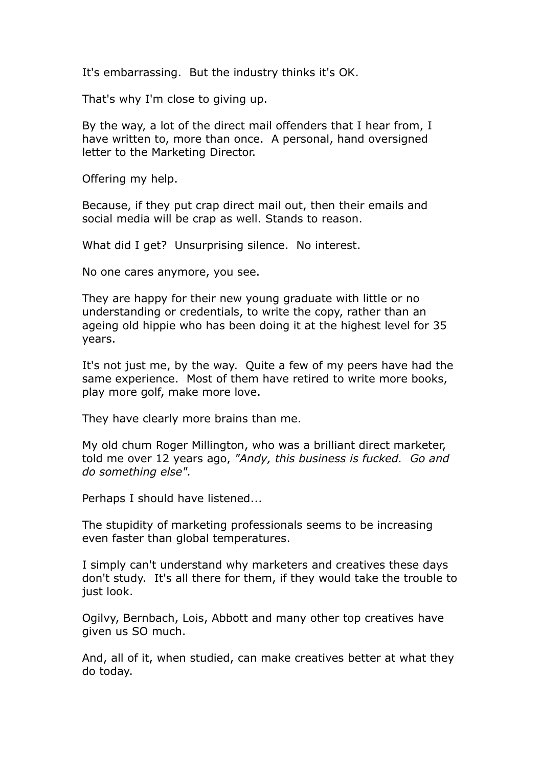It's embarrassing.  But the industry thinks it's OK.

That's why I'm close to giving up.

By the way, a lot of the direct mail offenders that I hear from, I have written to, more than once.  A personal, hand oversigned letter to the Marketing Director.

Offering my help.

Because, if they put crap direct mail out, then their emails and social media will be crap as well. Stands to reason.

What did I get?  Unsurprising silence.  No interest.

No one cares anymore, you see.

They are happy for their new young graduate with little or no understanding or credentials, to write the copy, rather than an ageing old hippie who has been doing it at the highest level for 35 years.

It's not just me, by the way.  Quite a few of my peers have had the same experience.  Most of them have retired to write more books, play more golf, make more love.

They have clearly more brains than me.

My old chum Roger Millington, who was a brilliant direct marketer, told me over 12 years ago, *"Andy, this business is fucked.  Go and do something else".*

Perhaps I should have listened...

The stupidity of marketing professionals seems to be increasing even faster than global temperatures.

I simply can't understand why marketers and creatives these days don't study.  It's all there for them, if they would take the trouble to just look.

Ogilvy, Bernbach, Lois, Abbott and many other top creatives have given us SO much.

And, all of it, when studied, can make creatives better at what they do today.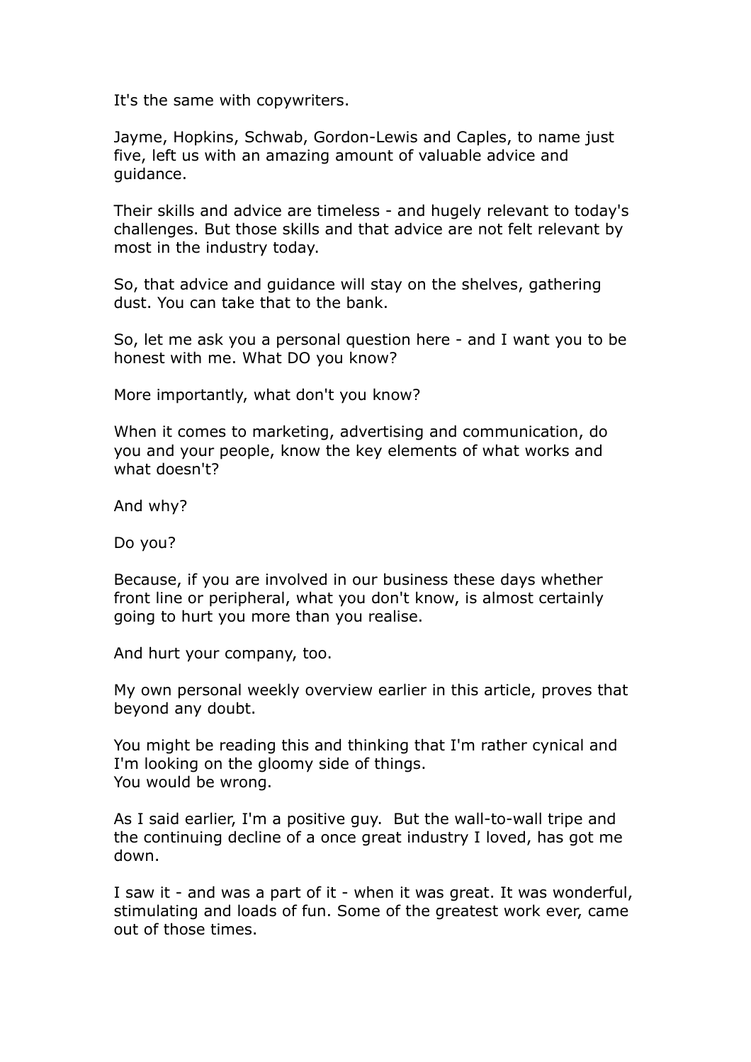It's the same with copywriters.

Jayme, Hopkins, Schwab, Gordon-Lewis and Caples, to name just five, left us with an amazing amount of valuable advice and guidance.

Their skills and advice are timeless - and hugely relevant to today's challenges. But those skills and that advice are not felt relevant by most in the industry today.

So, that advice and guidance will stay on the shelves, gathering dust. You can take that to the bank.

So, let me ask you a personal question here - and I want you to be honest with me. What DO you know?

More importantly, what don't you know?

When it comes to marketing, advertising and communication, do you and your people, know the key elements of what works and what doesn't?

And why?

Do you?

Because, if you are involved in our business these days whether front line or peripheral, what you don't know, is almost certainly going to hurt you more than you realise.

And hurt your company, too.

My own personal weekly overview earlier in this article, proves that beyond any doubt.

You might be reading this and thinking that I'm rather cynical and I'm looking on the gloomy side of things.
You would be wrong.

As I said earlier, I'm a positive guy. But the wall-to-wall tripe and the continuing decline of a once great industry I loved, has got me down.

I saw it - and was a part of it - when it was great. It was wonderful, stimulating and loads of fun. Some of the greatest work ever, came out of those times.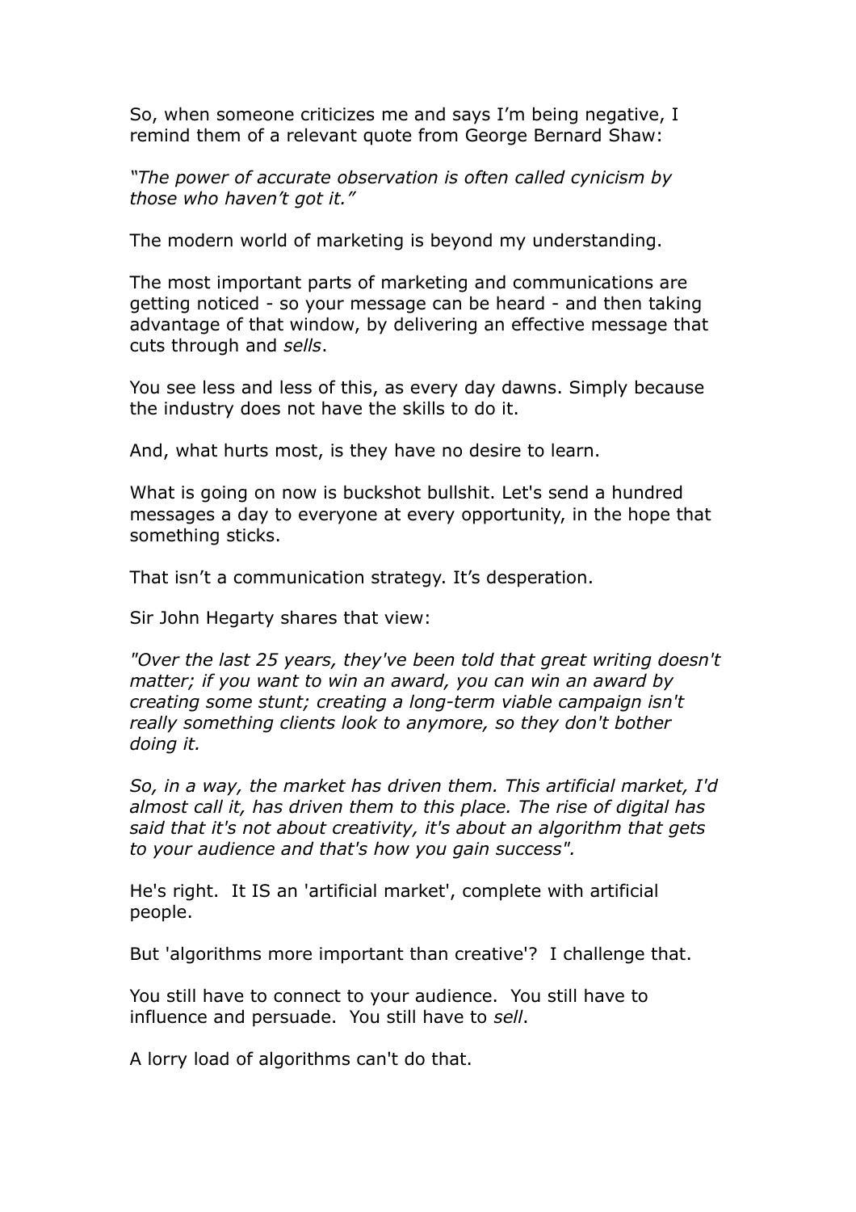So, when someone criticizes me and says I'm being negative, I remind them of a relevant quote from George Bernard Shaw:

*"The power of accurate observation is often called cynicism by those who haven't got it."*

The modern world of marketing is beyond my understanding.

The most important parts of marketing and communications are getting noticed - so your message can be heard - and then taking advantage of that window, by delivering an effective message that cuts through and *sells*.

You see less and less of this, as every day dawns. Simply because the industry does not have the skills to do it.

And, what hurts most, is they have no desire to learn.

What is going on now is buckshot bullshit. Let's send a hundred messages a day to everyone at every opportunity, in the hope that something sticks.

That isn't a communication strategy. It's desperation.

Sir John Hegarty shares that view:

*"Over the last 25 years, they've been told that great writing doesn't matter; if you want to win an award, you can win an award by creating some stunt; creating a long-term viable campaign isn't really something clients look to anymore, so they don't bother doing it.*

*So, in a way, the market has driven them. This artificial market, I'd almost call it, has driven them to this place. The rise of digital has said that it's not about creativity, it's about an algorithm that gets to your audience and that's how you gain success".*

He's right. It IS an 'artificial market', complete with artificial people.

But 'algorithms more important than creative'? I challenge that.

You still have to connect to your audience. You still have to influence and persuade. You still have to *sell*.

A lorry load of algorithms can't do that.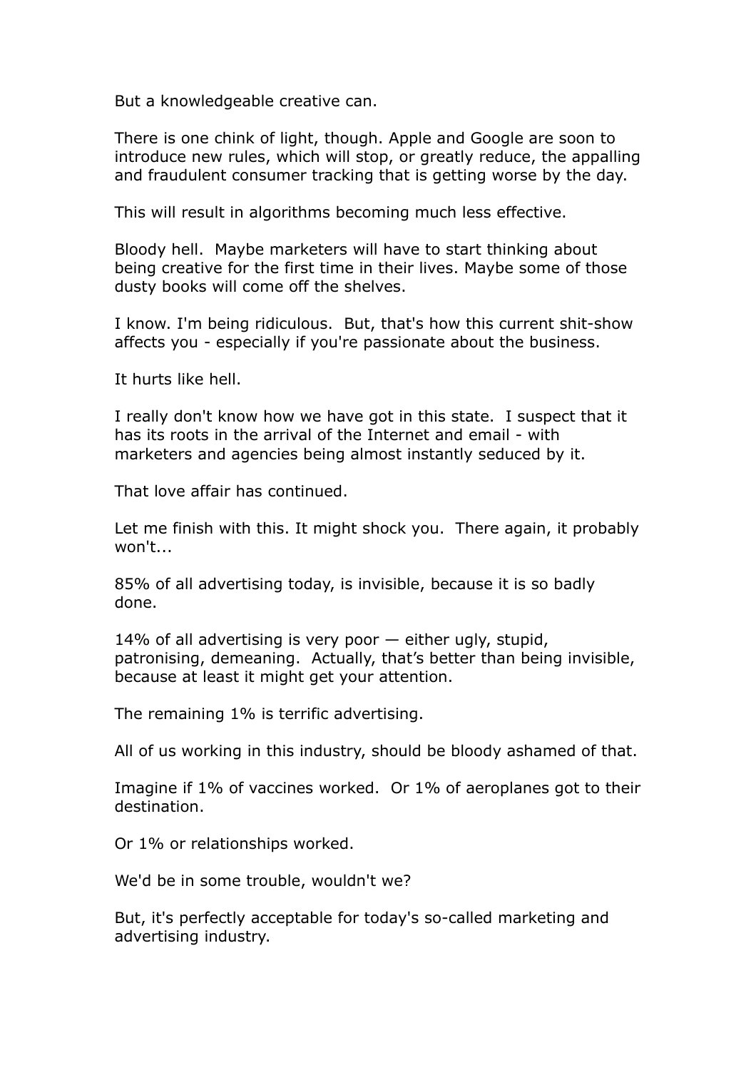But a knowledgeable creative can.

There is one chink of light, though. Apple and Google are soon to introduce new rules, which will stop, or greatly reduce, the appalling and fraudulent consumer tracking that is getting worse by the day.

This will result in algorithms becoming much less effective.

Bloody hell. Maybe marketers will have to start thinking about being creative for the first time in their lives. Maybe some of those dusty books will come off the shelves.

I know. I'm being ridiculous. But, that's how this current shit-show affects you - especially if you're passionate about the business.

It hurts like hell.

I really don't know how we have got in this state. I suspect that it has its roots in the arrival of the Internet and email - with marketers and agencies being almost instantly seduced by it.

That love affair has continued.

Let me finish with this. It might shock you. There again, it probably won't...

85% of all advertising today, is invisible, because it is so badly done.

14% of all advertising is very poor — either ugly, stupid, patronising, demeaning. Actually, that's better than being invisible, because at least it might get your attention.

The remaining 1% is terrific advertising.

All of us working in this industry, should be bloody ashamed of that.

Imagine if 1% of vaccines worked. Or 1% of aeroplanes got to their destination.

Or 1% or relationships worked.

We'd be in some trouble, wouldn't we?

But, it's perfectly acceptable for today's so-called marketing and advertising industry.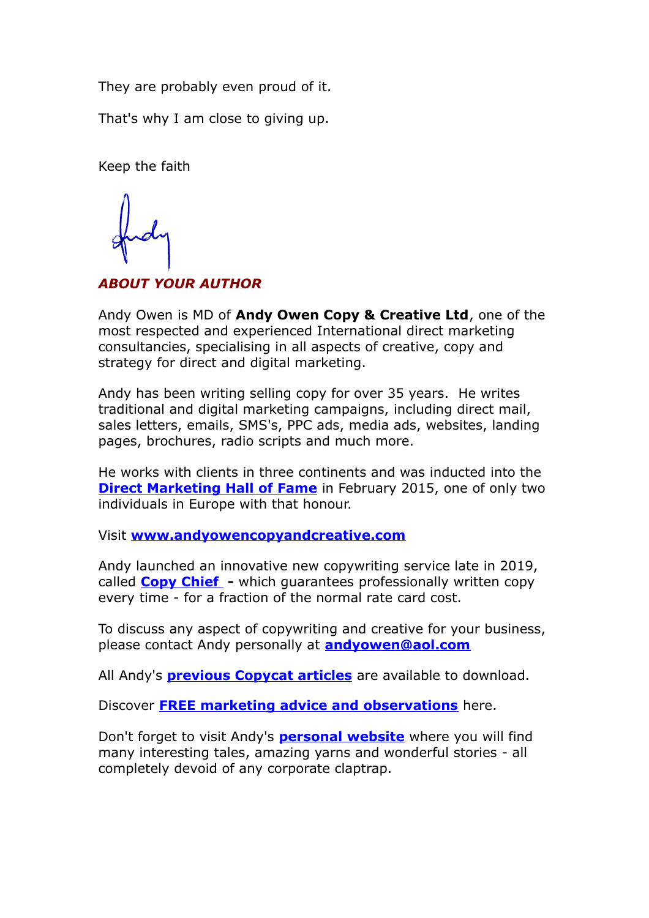They are probably even proud of it.

That's why I am close to giving up.

Keep the faith

Andy

***ABOUT YOUR AUTHOR***

Andy Owen is MD of **Andy Owen Copy & Creative Ltd**, one of the most respected and experienced International direct marketing consultancies, specialising in all aspects of creative, copy and strategy for direct and digital marketing.

Andy has been writing selling copy for over 35 years. He writes traditional and digital marketing campaigns, including direct mail, sales letters, emails, SMS's, PPC ads, media ads, websites, landing pages, brochures, radio scripts and much more.

He works with clients in three continents and was inducted into the **Direct Marketing Hall of Fame** in February 2015, one of only two individuals in Europe with that honour.

Visit **www.andyowencopyandcreative.com**

Andy launched an innovative new copywriting service late in 2019, called **Copy Chief** **-** which guarantees professionally written copy every time - for a fraction of the normal rate card cost.

To discuss any aspect of copywriting and creative for your business, please contact Andy personally at **andyowen@aol.com**

All Andy's **previous Copycat articles** are available to download.

Discover **FREE marketing advice and observations** here.

Don't forget to visit Andy's **personal website** where you will find many interesting tales, amazing yarns and wonderful stories - all completely devoid of any corporate claptrap.